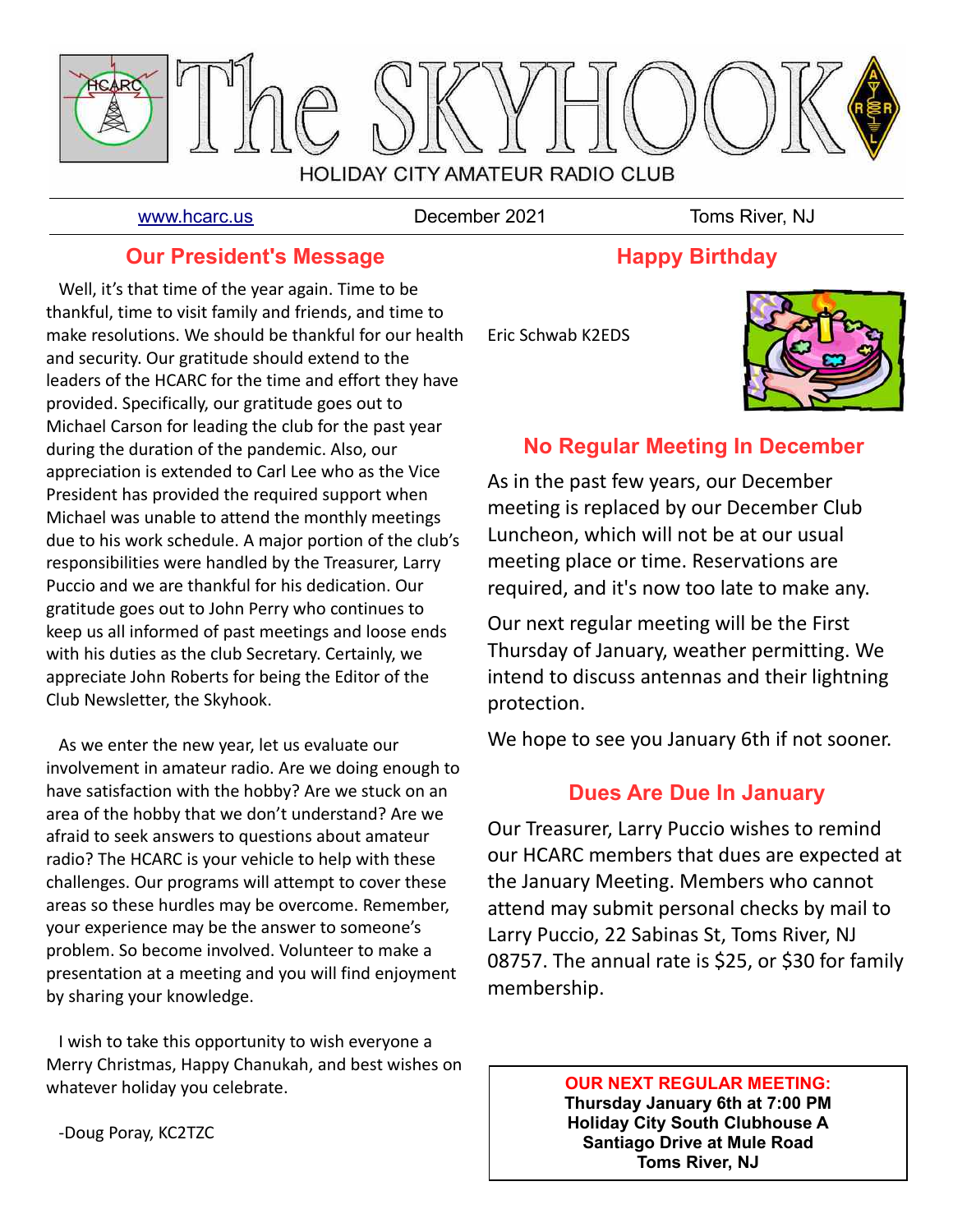# The SKYHOOK

HOLIDAY CITY AMATEUR RADIO CLUB

www.hcarc.us | December 2021 | Toms River, NJ

## Our President's Message

Well, it's that time of the year again. Time to be thankful, time to visit family and friends, and time to make resolutions. We should be thankful for our health and security. Our gratitude should extend to the leaders of the HCARC for the time and effort they have provided. Specifically, our gratitude goes out to Michael Carson for leading the club for the past year during the duration of the pandemic. Also, our appreciation is extended to Carl Lee who as the Vice President has provided the required support when Michael was unable to attend the monthly meetings due to his work schedule. A major portion of the club's responsibilities were handled by the Treasurer, Larry Puccio and we are thankful for his dedication. Our gratitude goes out to John Perry who continues to keep us all informed of past meetings and loose ends with his duties as the club Secretary. Certainly, we appreciate John Roberts for being the Editor of the Club Newsletter, the Skyhook.

As we enter the new year, let us evaluate our involvement in amateur radio. Are we doing enough to have satisfaction with the hobby? Are we stuck on an area of the hobby that we don't understand? Are we afraid to seek answers to questions about amateur radio? The HCARC is your vehicle to help with these challenges. Our programs will attempt to cover these areas so these hurdles may be overcome. Remember, your experience may be the answer to someone's problem. So become involved. Volunteer to make a presentation at a meeting and you will find enjoyment by sharing your knowledge.

I wish to take this opportunity to wish everyone a Merry Christmas, Happy Chanukah, and best wishes on whatever holiday you celebrate.

-Doug Poray, KC2TZC

## Happy Birthday

Eric Schwab K2EDS

## No Regular Meeting In December

As in the past few years, our December meeting is replaced by our December Club Luncheon, which will not be at our usual meeting place or time. Reservations are required, and it's now too late to make any.

Our next regular meeting will be the First Thursday of January, weather permitting. We intend to discuss antennas and their lightning protection.

We hope to see you January 6th if not sooner.

## Dues Are Due In January

Our Treasurer, Larry Puccio wishes to remind our HCARC members that dues are expected at the January Meeting. Members who cannot attend may submit personal checks by mail to Larry Puccio, 22 Sabinas St, Toms River, NJ 08757. The annual rate is $25, or $30 for family membership.

**OUR NEXT REGULAR MEETING:**
**Thursday January 6th at 7:00 PM**
**Holiday City South Clubhouse A**
**Santiago Drive at Mule Road**
**Toms River, NJ**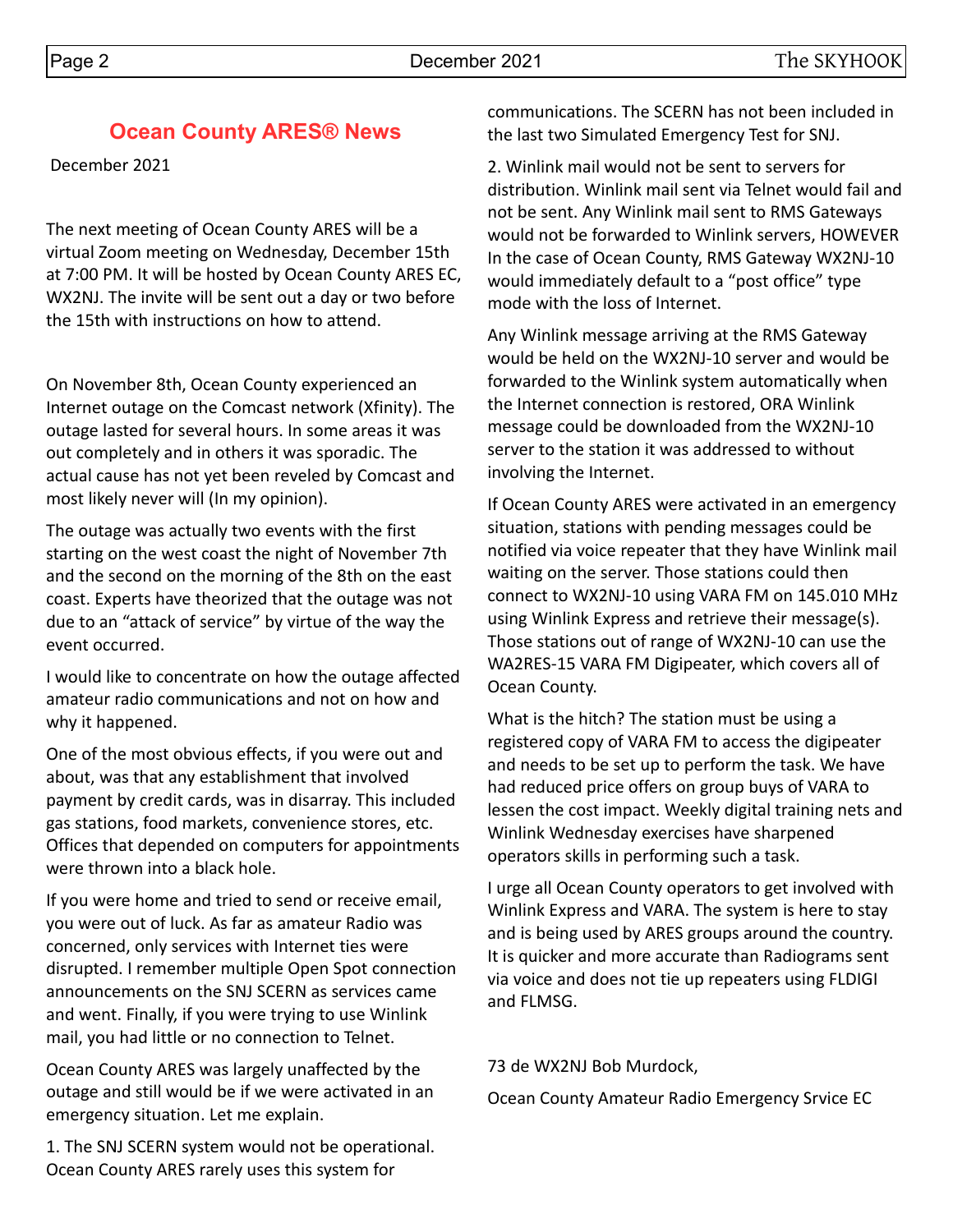## Ocean County ARES® News

December 2021

The next meeting of Ocean County ARES will be a virtual Zoom meeting on Wednesday, December 15th at 7:00 PM. It will be hosted by Ocean County ARES EC, WX2NJ. The invite will be sent out a day or two before the 15th with instructions on how to attend.

On November 8th, Ocean County experienced an Internet outage on the Comcast network (Xfinity). The outage lasted for several hours. In some areas it was out completely and in others it was sporadic. The actual cause has not yet been reveled by Comcast and most likely never will (In my opinion).

The outage was actually two events with the first starting on the west coast the night of November 7th and the second on the morning of the 8th on the east coast. Experts have theorized that the outage was not due to an "attack of service" by virtue of the way the event occurred.

I would like to concentrate on how the outage affected amateur radio communications and not on how and why it happened.

One of the most obvious effects, if you were out and about, was that any establishment that involved payment by credit cards, was in disarray. This included gas stations, food markets, convenience stores, etc. Offices that depended on computers for appointments were thrown into a black hole.

If you were home and tried to send or receive email, you were out of luck. As far as amateur Radio was concerned, only services with Internet ties were disrupted. I remember multiple Open Spot connection announcements on the SNJ SCERN as services came and went. Finally, if you were trying to use Winlink mail, you had little or no connection to Telnet.

Ocean County ARES was largely unaffected by the outage and still would be if we were activated in an emergency situation. Let me explain.

1. The SNJ SCERN system would not be operational. Ocean County ARES rarely uses this system for communications. The SCERN has not been included in the last two Simulated Emergency Test for SNJ.

2. Winlink mail would not be sent to servers for distribution. Winlink mail sent via Telnet would fail and not be sent. Any Winlink mail sent to RMS Gateways would not be forwarded to Winlink servers, HOWEVER In the case of Ocean County, RMS Gateway WX2NJ-10 would immediately default to a "post office" type mode with the loss of Internet.

Any Winlink message arriving at the RMS Gateway would be held on the WX2NJ-10 server and would be forwarded to the Winlink system automatically when the Internet connection is restored, ORA Winlink message could be downloaded from the WX2NJ-10 server to the station it was addressed to without involving the Internet.

If Ocean County ARES were activated in an emergency situation, stations with pending messages could be notified via voice repeater that they have Winlink mail waiting on the server. Those stations could then connect to WX2NJ-10 using VARA FM on 145.010 MHz using Winlink Express and retrieve their message(s). Those stations out of range of WX2NJ-10 can use the WA2RES-15 VARA FM Digipeater, which covers all of Ocean County.

What is the hitch? The station must be using a registered copy of VARA FM to access the digipeater and needs to be set up to perform the task. We have had reduced price offers on group buys of VARA to lessen the cost impact. Weekly digital training nets and Winlink Wednesday exercises have sharpened operators skills in performing such a task.

I urge all Ocean County operators to get involved with Winlink Express and VARA. The system is here to stay and is being used by ARES groups around the country. It is quicker and more accurate than Radiograms sent via voice and does not tie up repeaters using FLDIGI and FLMSG.

73 de WX2NJ Bob Murdock,

Ocean County Amateur Radio Emergency Srvice EC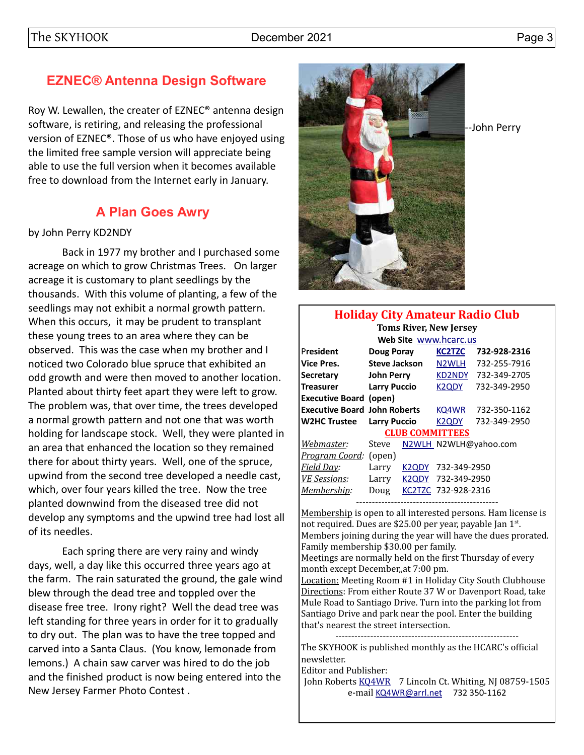## EZNEC® Antenna Design Software

Roy W. Lewallen, the creater of EZNEC® antenna design software, is retiring, and releasing the professional version of EZNEC®. Those of us who have enjoyed using the limited free sample version will appreciate being able to use the full version when it becomes available free to download from the Internet early in January.

## A Plan Goes Awry

by John Perry KD2NDY

Back in 1977 my brother and I purchased some acreage on which to grow Christmas Trees. On larger acreage it is customary to plant seedlings by the thousands. With this volume of planting, a few of the seedlings may not exhibit a normal growth pattern. When this occurs, it may be prudent to transplant these young trees to an area where they can be observed. This was the case when my brother and I noticed two Colorado blue spruce that exhibited an odd growth and were then moved to another location. Planted about thirty feet apart they were left to grow. The problem was, that over time, the trees developed a normal growth pattern and not one that was worth holding for landscape stock. Well, they were planted in an area that enhanced the location so they remained there for about thirty years. Well, one of the spruce, upwind from the second tree developed a needle cast, which, over four years killed the tree. Now the tree planted downwind from the diseased tree did not develop any symptoms and the upwind tree had lost all of its needles.

Each spring there are very rainy and windy days, well, a day like this occurred three years ago at the farm. The rain saturated the ground, the gale wind blew through the dead tree and toppled over the disease free tree. Irony right? Well the dead tree was left standing for three years in order for it to gradually to dry out. The plan was to have the tree topped and carved into a Santa Claus. (You know, lemonade from lemons.) A chain saw carver was hired to do the job and the finished product is now being entered into the New Jersey Farmer Photo Contest .

--John Perry

## Holiday City Amateur Radio Club

**Toms River, New Jersey**

**Web Site** www.hcarc.us

| | | | |
|---|---|---|---|
| **President** | **Doug Poray** | **KC2TZC** | **732-928-2316** |
| **Vice Pres.** | **Steve Jackson** | N2WLH | 732-255-7916 |
| **Secretary** | **John Perry** | KD2NDY | 732-349-2705 |
| **Treasurer** | **Larry Puccio** | K2QDY | 732-349-2950 |
| **Executive Board** | **(open)** | | |
| **Executive Board** | **John Roberts** | KQ4WR | 732-350-1162 |
| **W2HC Trustee** | **Larry Puccio** | K2QDY | 732-349-2950 |

**CLUB COMMITTEES**

| | | | |
|---|---|---|---|
| *Webmaster:* | Steve | N2WLH | N2WLH@yahoo.com |
| *Program Coord:* | (open) | | |
| *Field Day:* | Larry | K2QDY | 732-349-2950 |
| *VE Sessions:* | Larry | K2QDY | 732-349-2950 |
| *Membership:* | Doug | KC2TZC | 732-928-2316 |

Membership is open to all interested persons. Ham license is not required. Dues are $25.00 per year, payable Jan 1st. Members joining during the year will have the dues prorated. Family membership $30.00 per family.

Meetings are normally held on the first Thursday of every month except December,,at 7:00 pm.

Location: Meeting Room #1 in Holiday City South Clubhouse

Directions: From either Route 37 W or Davenport Road, take Mule Road to Santiago Drive. Turn into the parking lot from Santiago Drive and park near the pool. Enter the building that's nearest the street intersection.

The SKYHOOK is published monthly as the HCARC's official newsletter.

Editor and Publisher:

John Roberts KQ4WR 7 Lincoln Ct. Whiting, NJ 08759-1505

e-mail KQ4WR@arrl.net 732 350-1162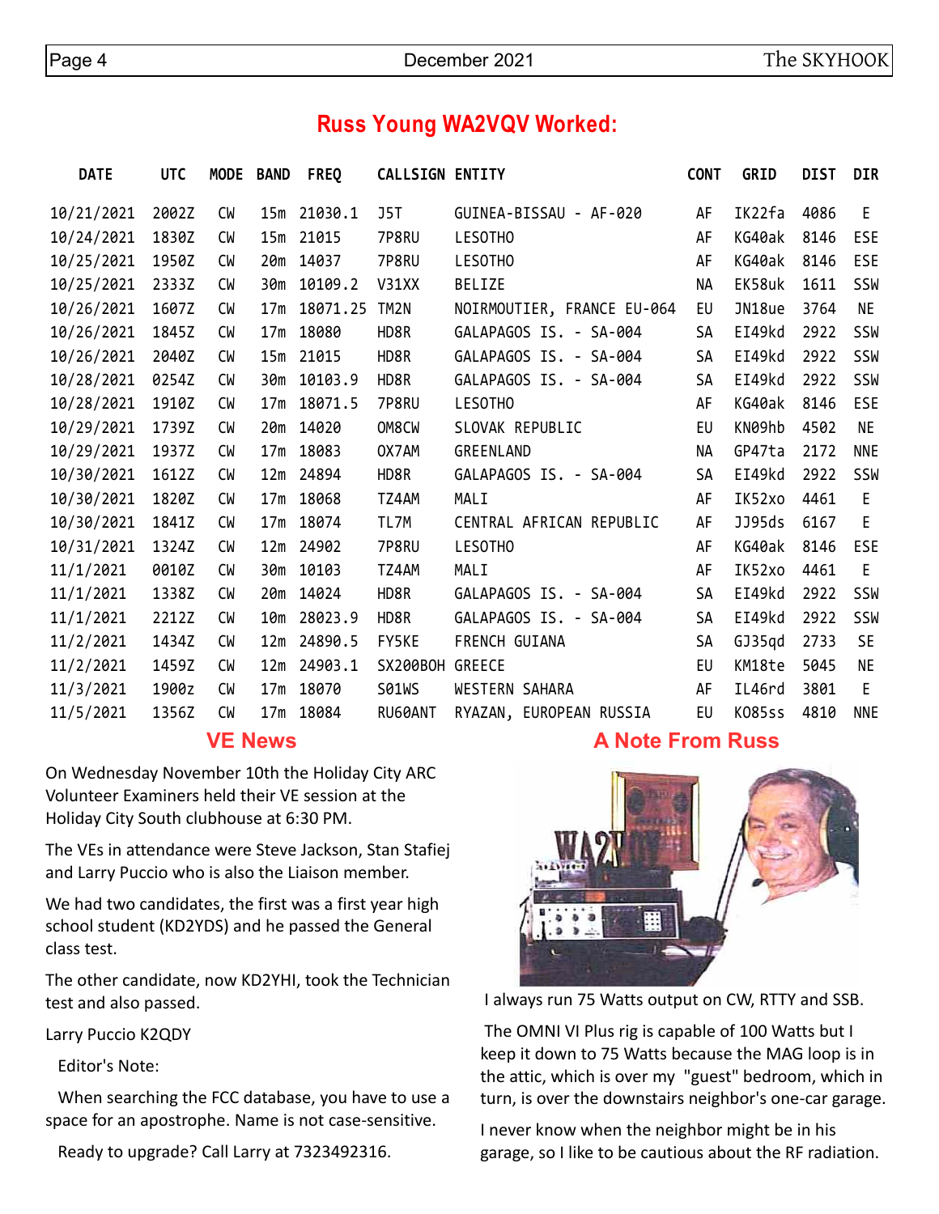## Russ Young WA2VQV Worked:

| DATE | UTC | MODE | BAND | FREQ | CALLSIGN | ENTITY | CONT | GRID | DIST | DIR |
|---|---|---|---|---|---|---|---|---|---|---|
| 10/21/2021 | 2002Z | CW | 15m | 21030.1 | J5T | GUINEA-BISSAU - AF-020 | AF | IK22fa | 4086 | E |
| 10/24/2021 | 1830Z | CW | 15m | 21015 | 7P8RU | LESOTHO | AF | KG40ak | 8146 | ESE |
| 10/25/2021 | 1950Z | CW | 20m | 14037 | 7P8RU | LESOTHO | AF | KG40ak | 8146 | ESE |
| 10/25/2021 | 2333Z | CW | 30m | 10109.2 | V31XX | BELIZE | NA | EK58uk | 1611 | SSW |
| 10/26/2021 | 1607Z | CW | 17m | 18071.25 | TM2N | NOIRMOUTIER, FRANCE EU-064 | EU | JN18ue | 3764 | NE |
| 10/26/2021 | 1845Z | CW | 17m | 18080 | HD8R | GALAPAGOS IS. - SA-004 | SA | EI49kd | 2922 | SSW |
| 10/26/2021 | 2040Z | CW | 15m | 21015 | HD8R | GALAPAGOS IS. - SA-004 | SA | EI49kd | 2922 | SSW |
| 10/28/2021 | 0254Z | CW | 30m | 10103.9 | HD8R | GALAPAGOS IS. - SA-004 | SA | EI49kd | 2922 | SSW |
| 10/28/2021 | 1910Z | CW | 17m | 18071.5 | 7P8RU | LESOTHO | AF | KG40ak | 8146 | ESE |
| 10/29/2021 | 1739Z | CW | 20m | 14020 | OM8CW | SLOVAK REPUBLIC | EU | KN09hb | 4502 | NE |
| 10/29/2021 | 1937Z | CW | 17m | 18083 | OX7AM | GREENLAND | NA | GP47ta | 2172 | NNE |
| 10/30/2021 | 1612Z | CW | 12m | 24894 | HD8R | GALAPAGOS IS. - SA-004 | SA | EI49kd | 2922 | SSW |
| 10/30/2021 | 1820Z | CW | 17m | 18068 | TZ4AM | MALI | AF | IK52xo | 4461 | E |
| 10/30/2021 | 1841Z | CW | 17m | 18074 | TL7M | CENTRAL AFRICAN REPUBLIC | AF | JJ95ds | 6167 | E |
| 10/31/2021 | 1324Z | CW | 12m | 24902 | 7P8RU | LESOTHO | AF | KG40ak | 8146 | ESE |
| 11/1/2021 | 0010Z | CW | 30m | 10103 | TZ4AM | MALI | AF | IK52xo | 4461 | E |
| 11/1/2021 | 1338Z | CW | 20m | 14024 | HD8R | GALAPAGOS IS. - SA-004 | SA | EI49kd | 2922 | SSW |
| 11/1/2021 | 2212Z | CW | 10m | 28023.9 | HD8R | GALAPAGOS IS. - SA-004 | SA | EI49kd | 2922 | SSW |
| 11/2/2021 | 1434Z | CW | 12m | 24890.5 | FY5KE | FRENCH GUIANA | SA | GJ35qd | 2733 | SE |
| 11/2/2021 | 1459Z | CW | 12m | 24903.1 | SX200BOH | GREECE | EU | KM18te | 5045 | NE |
| 11/3/2021 | 1900z | CW | 17m | 18070 | S01WS | WESTERN SAHARA | AF | IL46rd | 3801 | E |
| 11/5/2021 | 1356Z | CW | 17m | 18084 | RU60ANT | RYAZAN, EUROPEAN RUSSIA | EU | KO85ss | 4810 | NNE |

## VE News

On Wednesday November 10th the Holiday City ARC Volunteer Examiners held their VE session at the Holiday City South clubhouse at 6:30 PM.

The VEs in attendance were Steve Jackson, Stan Stafiej and Larry Puccio who is also the Liaison member.

We had two candidates, the first was a first year high school student (KD2YDS) and he passed the General class test.

The other candidate, now KD2YHI, took the Technician test and also passed.

Larry Puccio K2QDY

Editor's Note:

When searching the FCC database, you have to use a space for an apostrophe. Name is not case-sensitive.

Ready to upgrade? Call Larry at 7323492316.

## A Note From Russ

I always run 75 Watts output on CW, RTTY and SSB.

The OMNI VI Plus rig is capable of 100 Watts but I keep it down to 75 Watts because the MAG loop is in the attic, which is over my "guest" bedroom, which in turn, is over the downstairs neighbor's one-car garage.

I never know when the neighbor might be in his garage, so I like to be cautious about the RF radiation.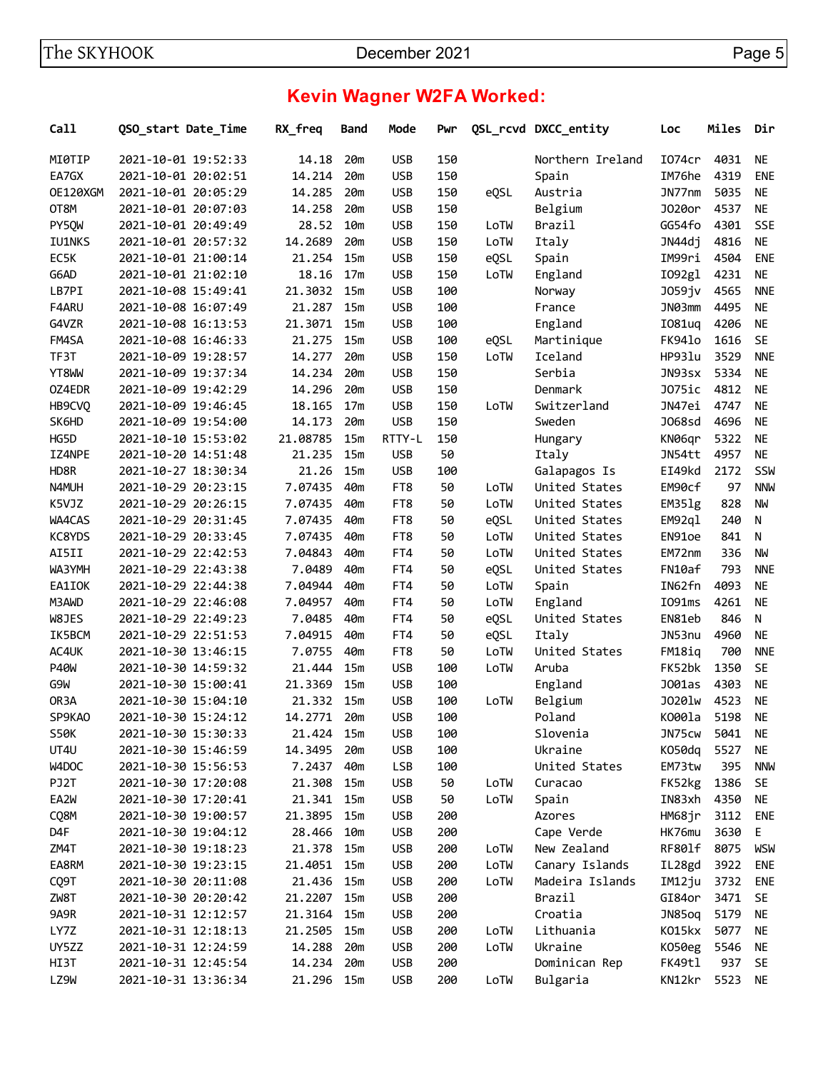## Kevin Wagner W2FA Worked:

| Call | QSO_start Date_Time | RX_freq | Band | Mode | Pwr | QSL_rcvd | DXCC_entity | Loc | Miles | Dir |
|---|---|---|---|---|---|---|---|---|---|---|
| MI0TIP | 2021-10-01 19:52:33 | 14.18 | 20m | USB | 150 | | Northern Ireland | IO74cr | 4031 | NE |
| EA7GX | 2021-10-01 20:02:51 | 14.214 | 20m | USB | 150 | | Spain | IM76he | 4319 | ENE |
| OE120XGM | 2021-10-01 20:05:29 | 14.285 | 20m | USB | 150 | eQSL | Austria | JN77nm | 5035 | NE |
| OT8M | 2021-10-01 20:07:03 | 14.258 | 20m | USB | 150 | | Belgium | JO20or | 4537 | NE |
| PY5QW | 2021-10-01 20:49:49 | 28.52 | 10m | USB | 150 | LoTW | Brazil | GG54fo | 4301 | SSE |
| IU1NKS | 2021-10-01 20:57:32 | 14.2689 | 20m | USB | 150 | LoTW | Italy | JN44dj | 4816 | NE |
| EC5K | 2021-10-01 21:00:14 | 21.254 | 15m | USB | 150 | eQSL | Spain | IM99ri | 4504 | ENE |
| G6AD | 2021-10-01 21:02:10 | 18.16 | 17m | USB | 150 | LoTW | England | IO92gl | 4231 | NE |
| LB7PI | 2021-10-08 15:49:41 | 21.3032 | 15m | USB | 100 | | Norway | JO59jv | 4565 | NNE |
| F4ARU | 2021-10-08 16:07:49 | 21.287 | 15m | USB | 100 | | France | JN03mm | 4495 | NE |
| G4VZR | 2021-10-08 16:13:53 | 21.3071 | 15m | USB | 100 | | England | IO81uq | 4206 | NE |
| FM4SA | 2021-10-08 16:46:33 | 21.275 | 15m | USB | 100 | eQSL | Martinique | FK94lo | 1616 | SE |
| TF3T | 2021-10-09 19:28:57 | 14.277 | 20m | USB | 150 | LoTW | Iceland | HP93lu | 3529 | NNE |
| YT8WW | 2021-10-09 19:37:34 | 14.234 | 20m | USB | 150 | | Serbia | JN93sx | 5334 | NE |
| OZ4EDR | 2021-10-09 19:42:29 | 14.296 | 20m | USB | 150 | | Denmark | JO75ic | 4812 | NE |
| HB9CVQ | 2021-10-09 19:46:45 | 18.165 | 17m | USB | 150 | LoTW | Switzerland | JN47ei | 4747 | NE |
| SK6HD | 2021-10-09 19:54:00 | 14.173 | 20m | USB | 150 | | Sweden | JO68sd | 4696 | NE |
| HG5D | 2021-10-10 15:53:02 | 21.08785 | 15m | RTTY-L | 150 | | Hungary | KN06qr | 5322 | NE |
| IZ4NPE | 2021-10-20 14:51:48 | 21.235 | 15m | USB | 50 | | Italy | JN54tt | 4957 | NE |
| HD8R | 2021-10-27 18:30:34 | 21.26 | 15m | USB | 100 | | Galapagos Is | EI49kd | 2172 | SSW |
| N4MUH | 2021-10-29 20:23:15 | 7.07435 | 40m | FT8 | 50 | LoTW | United States | EM90cf | 97 | NNW |
| K5VJZ | 2021-10-29 20:26:15 | 7.07435 | 40m | FT8 | 50 | LoTW | United States | EM35lg | 828 | NW |
| WA4CAS | 2021-10-29 20:31:45 | 7.07435 | 40m | FT8 | 50 | eQSL | United States | EM92ql | 240 | N |
| KC8YDS | 2021-10-29 20:33:45 | 7.07435 | 40m | FT8 | 50 | LoTW | United States | EN91oe | 841 | N |
| AI5II | 2021-10-29 22:42:53 | 7.04843 | 40m | FT4 | 50 | LoTW | United States | EM72nm | 336 | NW |
| WA3YMH | 2021-10-29 22:43:38 | 7.0489 | 40m | FT4 | 50 | eQSL | United States | FN10af | 793 | NNE |
| EA1IOK | 2021-10-29 22:44:38 | 7.04944 | 40m | FT4 | 50 | LoTW | Spain | IN62fn | 4093 | NE |
| M3AWD | 2021-10-29 22:46:08 | 7.04957 | 40m | FT4 | 50 | LoTW | England | IO91ms | 4261 | NE |
| W8JES | 2021-10-29 22:49:23 | 7.0485 | 40m | FT4 | 50 | eQSL | United States | EN81eb | 846 | N |
| IK5BCM | 2021-10-29 22:51:53 | 7.04915 | 40m | FT4 | 50 | eQSL | Italy | JN53nu | 4960 | NE |
| AC4UK | 2021-10-30 13:46:15 | 7.0755 | 40m | FT8 | 50 | LoTW | United States | FM18iq | 700 | NNE |
| P40W | 2021-10-30 14:59:32 | 21.444 | 15m | USB | 100 | LoTW | Aruba | FK52bk | 1350 | SE |
| G9W | 2021-10-30 15:00:41 | 21.3369 | 15m | USB | 100 | | England | JO01as | 4303 | NE |
| OR3A | 2021-10-30 15:04:10 | 21.332 | 15m | USB | 100 | LoTW | Belgium | JO20lw | 4523 | NE |
| SP9KAO | 2021-10-30 15:24:12 | 14.2771 | 20m | USB | 100 | | Poland | KO00la | 5198 | NE |
| S50K | 2021-10-30 15:30:33 | 21.424 | 15m | USB | 100 | | Slovenia | JN75cw | 5041 | NE |
| UT4U | 2021-10-30 15:46:59 | 14.3495 | 20m | USB | 100 | | Ukraine | KO50dq | 5527 | NE |
| W4DOC | 2021-10-30 15:56:53 | 7.2437 | 40m | LSB | 100 | | United States | EM73tw | 395 | NNW |
| PJ2T | 2021-10-30 17:20:08 | 21.308 | 15m | USB | 50 | LoTW | Curacao | FK52kg | 1386 | SE |
| EA2W | 2021-10-30 17:20:41 | 21.341 | 15m | USB | 50 | LoTW | Spain | IN83xh | 4350 | NE |
| CQ8M | 2021-10-30 19:00:57 | 21.3895 | 15m | USB | 200 | | Azores | HM68jr | 3112 | ENE |
| D4F | 2021-10-30 19:04:12 | 28.466 | 10m | USB | 200 | | Cape Verde | HK76mu | 3630 | E |
| ZM4T | 2021-10-30 19:18:23 | 21.378 | 15m | USB | 200 | LoTW | New Zealand | RF80lf | 8075 | WSW |
| EA8RM | 2021-10-30 19:23:15 | 21.4051 | 15m | USB | 200 | LoTW | Canary Islands | IL28gd | 3922 | ENE |
| CQ9T | 2021-10-30 20:11:08 | 21.436 | 15m | USB | 200 | LoTW | Madeira Islands | IM12ju | 3732 | ENE |
| ZW8T | 2021-10-30 20:20:42 | 21.2207 | 15m | USB | 200 | | Brazil | GI84or | 3471 | SE |
| 9A9R | 2021-10-31 12:12:57 | 21.3164 | 15m | USB | 200 | | Croatia | JN85oq | 5179 | NE |
| LY7Z | 2021-10-31 12:18:13 | 21.2505 | 15m | USB | 200 | LoTW | Lithuania | KO15kx | 5077 | NE |
| UY5ZZ | 2021-10-31 12:24:59 | 14.288 | 20m | USB | 200 | LoTW | Ukraine | KO50eg | 5546 | NE |
| HI3T | 2021-10-31 12:45:54 | 14.234 | 20m | USB | 200 | | Dominican Rep | FK49tl | 937 | SE |
| LZ9W | 2021-10-31 13:36:34 | 21.296 | 15m | USB | 200 | LoTW | Bulgaria | KN12kr | 5523 | NE |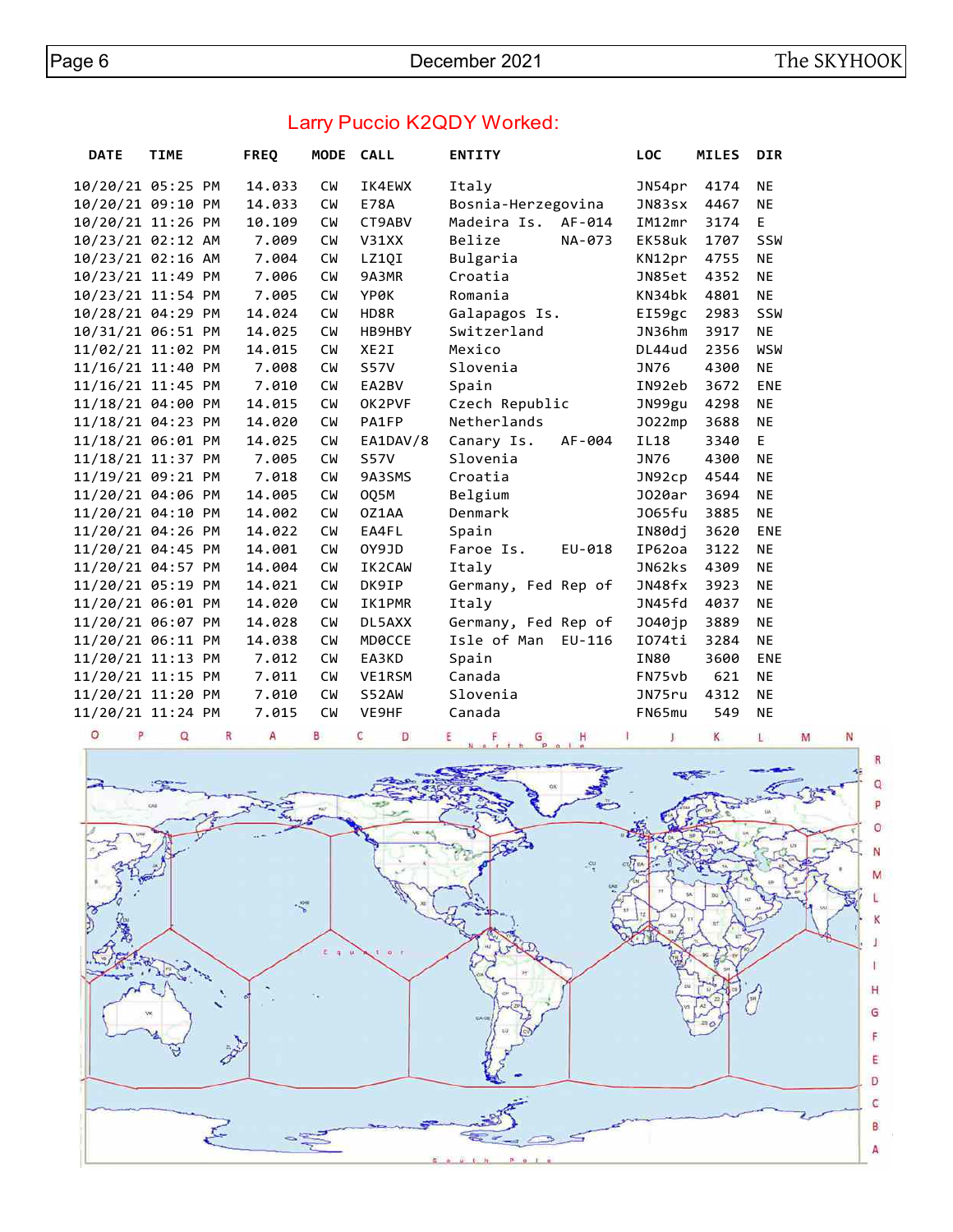## Larry Puccio K2QDY Worked:

| DATE | TIME | FREQ | MODE | CALL | ENTITY | LOC | MILES | DIR |
|---|---|---|---|---|---|---|---|---|
| 10/20/21 | 05:25 PM | 14.033 | CW | IK4EWX | Italy | JN54pr | 4174 | NE |
| 10/20/21 | 09:10 PM | 14.033 | CW | E78A | Bosnia-Herzegovina | JN83sx | 4467 | NE |
| 10/20/21 | 11:26 PM | 10.109 | CW | CT9ABV | Madeira Is. AF-014 | IM12mr | 3174 | E |
| 10/23/21 | 02:12 AM | 7.009 | CW | V31XX | Belize NA-073 | EK58uk | 1707 | SSW |
| 10/23/21 | 02:16 AM | 7.004 | CW | LZ1QI | Bulgaria | KN12pr | 4755 | NE |
| 10/23/21 | 11:49 PM | 7.006 | CW | 9A3MR | Croatia | JN85et | 4352 | NE |
| 10/23/21 | 11:54 PM | 7.005 | CW | YP0K | Romania | KN34bk | 4801 | NE |
| 10/28/21 | 04:29 PM | 14.024 | CW | HD8R | Galapagos Is. | EI59gc | 2983 | SSW |
| 10/31/21 | 06:51 PM | 14.025 | CW | HB9HBY | Switzerland | JN36hm | 3917 | NE |
| 11/02/21 | 11:02 PM | 14.015 | CW | XE2I | Mexico | DL44ud | 2356 | WSW |
| 11/16/21 | 11:40 PM | 7.008 | CW | S57V | Slovenia | JN76 | 4300 | NE |
| 11/16/21 | 11:45 PM | 7.010 | CW | EA2BV | Spain | IN92eb | 3672 | ENE |
| 11/18/21 | 04:00 PM | 14.015 | CW | OK2PVF | Czech Republic | JN99gu | 4298 | NE |
| 11/18/21 | 04:23 PM | 14.020 | CW | PA1FP | Netherlands | JO22mp | 3688 | NE |
| 11/18/21 | 06:01 PM | 14.025 | CW | EA1DAV/8 | Canary Is. AF-004 | IL18 | 3340 | E |
| 11/18/21 | 11:37 PM | 7.005 | CW | S57V | Slovenia | JN76 | 4300 | NE |
| 11/19/21 | 09:21 PM | 7.018 | CW | 9A3SMS | Croatia | JN92cp | 4544 | NE |
| 11/20/21 | 04:06 PM | 14.005 | CW | OQ5M | Belgium | JO20ar | 3694 | NE |
| 11/20/21 | 04:10 PM | 14.002 | CW | OZ1AA | Denmark | JO65fu | 3885 | NE |
| 11/20/21 | 04:26 PM | 14.022 | CW | EA4FL | Spain | IN80dj | 3620 | ENE |
| 11/20/21 | 04:45 PM | 14.001 | CW | OY9JD | Faroe Is. EU-018 | IP62oa | 3122 | NE |
| 11/20/21 | 04:57 PM | 14.004 | CW | IK2CAW | Italy | JN62ks | 4309 | NE |
| 11/20/21 | 05:19 PM | 14.021 | CW | DK9IP | Germany, Fed Rep of | JN48fx | 3923 | NE |
| 11/20/21 | 06:01 PM | 14.020 | CW | IK1PMR | Italy | JN45fd | 4037 | NE |
| 11/20/21 | 06:07 PM | 14.028 | CW | DL5AXX | Germany, Fed Rep of | JO40jp | 3889 | NE |
| 11/20/21 | 06:11 PM | 14.038 | CW | MD0CCE | Isle of Man EU-116 | IO74ti | 3284 | NE |
| 11/20/21 | 11:13 PM | 7.012 | CW | EA3KD | Spain | IN80 | 3600 | ENE |
| 11/20/21 | 11:15 PM | 7.011 | CW | VE1RSM | Canada | FN75vb | 621 | NE |
| 11/20/21 | 11:20 PM | 7.010 | CW | S52AW | Slovenia | JN75ru | 4312 | NE |
| 11/20/21 | 11:24 PM | 7.015 | CW | VE9HF | Canada | FN65mu | 549 | NE |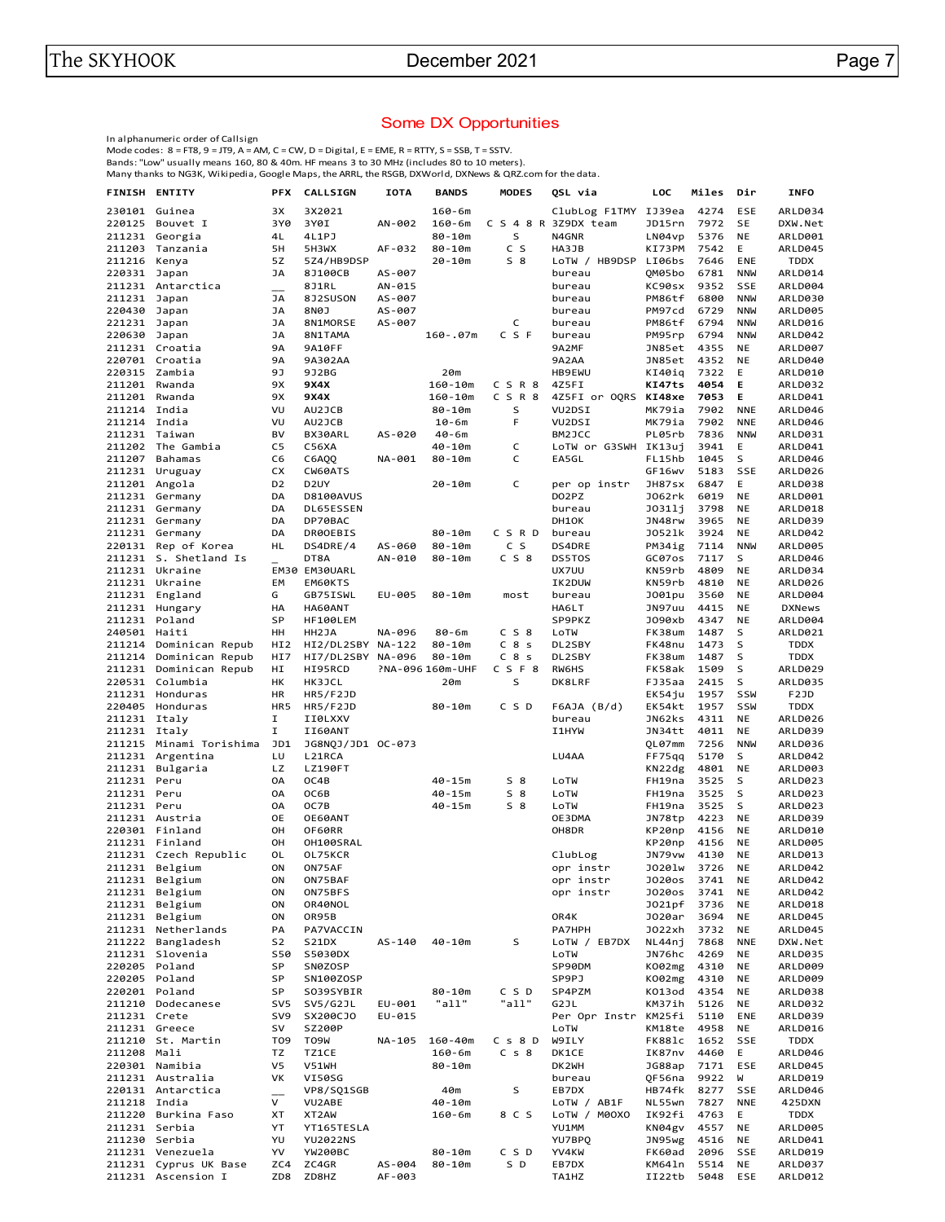## Some DX Opportunities

In alphanumeric order of Callsign
Mode codes: 8 = FT8, 9 = JT9, A = AM, C = CW, D = Digital, E = EME, R = RTTY, S = SSB, T = SSTV.
Bands: "Low" usually means 160, 80 & 40m. HF means 3 to 30 MHz (includes 80 to 10 meters).
Many thanks to NG3K, Wikipedia, Google Maps, the ARRL, the RSGB, DXWorld, DXNews & QRZ.com for the data.

| FINISH | ENTITY | PFX | CALLSIGN | IOTA | BANDS | MODES | QSL via | LOC | Miles | Dir | INFO |
|---|---|---|---|---|---|---|---|---|---|---|---|
| 230101 | Guinea | 3X | 3X2021 | | 160-6m | | ClubLog F1TMY | IJ39ea | 4274 | ESE | ARLD034 |
| 220125 | Bouvet I | 3Y0 | 3Y0I | AN-002 | 160-6m | C S 4 8 R | 3Z9DX team | JD15rn | 7972 | SE | DXW.Net |
| 211231 | Georgia | 4L | 4L1PJ | | 80-10m | S | N4GNR | LN04vp | 5376 | NE | ARLD001 |
| 211203 | Tanzania | 5H | 5H3WX | AF-032 | 80-10m | C S | HA3JB | KI73PM | 7542 | E | ARLD045 |
| 211216 | Kenya | 5Z | 5Z4/HB9DSP | | 20-10m | S 8 | LoTW / HB9DSP | LI06bs | 7646 | ENE | TDDX |
| 220331 | Japan | JA | 8J100CB | AS-007 | | | bureau | QM05bo | 6781 | NNW | ARLD014 |
| 211231 | Antarctica | __ | 8J1RL | AN-015 | | | bureau | KC90sx | 9352 | SSE | ARLD004 |
| 211231 | Japan | JA | 8J2SUSON | AS-007 | | | bureau | PM86tf | 6800 | NNW | ARLD030 |
| 220430 | Japan | JA | 8N0J | AS-007 | | | bureau | PM97cd | 6729 | NNW | ARLD005 |
| 221231 | Japan | JA | 8N1MORSE | AS-007 | | C | bureau | PM86tf | 6794 | NNW | ARLD016 |
| 220630 | Japan | JA | 8N1TAMA | | 160-.07m | C S F | bureau | PM95rp | 6794 | NNW | ARLD042 |
| 211231 | Croatia | 9A | 9A10FF | | | | 9A2MF | JN85et | 4355 | NE | ARLD007 |
| 220701 | Croatia | 9A | 9A302AA | | | | 9A2AA | JN85et | 4352 | NE | ARLD040 |
| 220315 | Zambia | 9J | 9J2BG | | 20m | | HB9EWU | KI40iq | 7322 | E | ARLD010 |
| 211201 | Rwanda | 9X | **9X4X** | | 160-10m | C S R 8 | 4Z5FI | **KI47ts** | **4054** | **E** | ARLD032 |
| 211201 | Rwanda | 9X | **9X4X** | | 160-10m | C S R 8 | 4Z5FI or OQRS | **KI48xe** | **7053** | **E** | ARLD041 |
| 211214 | India | VU | AU2JCB | | 80-10m | S | VU2DSI | MK79ia | 7902 | NNE | ARLD046 |
| 211214 | India | VU | AU2JCB | | 10-6m | F | VU2DSI | MK79ia | 7902 | NNE | ARLD046 |
| 211231 | Taiwan | BV | BX30ARL | AS-020 | 40-6m | | BM2JCC | PL05rb | 7836 | NNW | ARLD031 |
| 211202 | The Gambia | C5 | C56XA | | 40-10m | C | LoTW or G3SWH | IK13uj | 3941 | E | ARLD041 |
| 211207 | Bahamas | C6 | C6AQQ | NA-001 | 80-10m | C | EA5GL | FL15hb | 1045 | S | ARLD046 |
| 211231 | Uruguay | CX | CW60ATS | | | | | GF16wv | 5183 | SSE | ARLD026 |
| 211201 | Angola | D2 | D2UY | | 20-10m | C | per op instr | JH87sx | 6847 | E | ARLD038 |
| 211231 | Germany | DA | D8100AVUS | | | | DO2PZ | JO62rk | 6019 | NE | ARLD001 |
| 211231 | Germany | DA | DL65ESSEN | | | | bureau | JO31lj | 3798 | NE | ARLD018 |
| 211231 | Germany | DA | DP70BAC | | | | DH1OK | JN48rw | 3965 | NE | ARLD039 |
| 211231 | Germany | DA | DR0OEBIS | | 80-10m | C S R D | bureau | JO52lk | 3924 | NE | ARLD042 |
| 220131 | Rep of Korea | HL | DS4DRE/4 | AS-060 | 80-10m | C S | DS4DRE | PM34ig | 7114 | NNW | ARLD005 |
| 211231 | S. Shetland Is | _ | DT8A | AN-010 | 80-10m | C S 8 | DS5TOS | GC07os | 7117 | S | ARLD046 |
| 211231 | Ukraine | EM30 | EM30UARL | | | | UX7UU | KN59rb | 4809 | NE | ARLD034 |
| 211231 | Ukraine | EM | EM60KTS | | | | IK2DUW | KN59rb | 4810 | NE | ARLD026 |
| 211231 | England | G | GB75ISWL | EU-005 | 80-10m | most | bureau | JO01pu | 3560 | NE | ARLD004 |
| 211231 | Hungary | HA | HA60ANT | | | | HA6LT | JN97uu | 4415 | NE | DXNews |
| 211231 | Poland | SP | HF100LEM | | | | SP9PKZ | JO90xb | 4347 | NE | ARLD004 |
| 240501 | Haiti | HH | HH2JA | NA-096 | 80-6m | C S 8 | LoTW | FK38um | 1487 | S | ARLD021 |
| 211214 | Dominican Repub | HI2 | HI2/DL2SBY | NA-122 | 80-10m | C 8 s | DL2SBY | FK48nu | 1473 | S | TDDX |
| 211214 | Dominican Repub | HI7 | HI7/DL2SBY | NA-096 | 80-10m | C 8 s | DL2SBY | FK38um | 1487 | S | TDDX |
| 211231 | Dominican Repub | HI | HI95RCD | ?NA-096 | 160m-UHF | C S F 8 | RW6HS | FK58ak | 1509 | S | ARLD029 |
| 220531 | Columbia | HK | HK3JCL | | 20m | S | DK8LRF | FJ35aa | 2415 | S | ARLD035 |
| 211231 | Honduras | HR | HR5/F2JD | | | | | EK54ju | 1957 | SSW | F2JD |
| 220405 | Honduras | HR5 | HR5/F2JD | | 80-10m | C S D | F6AJA (B/d) | EK54kt | 1957 | SSW | TDDX |
| 211231 | Italy | I | II0LXXV | | | | bureau | JN62ks | 4311 | NE | ARLD026 |
| 211231 | Italy | I | II60ANT | | | | I1HYW | JN34tt | 4011 | NE | ARLD039 |
| 211215 | Minami Torishima | JD1 | JG8NQJ/JD1 | OC-073 | | | | QL07mm | 7256 | NNW | ARLD036 |
| 211231 | Argentina | LU | L21RCA | | | | LU4AA | FF75qq | 5170 | S | ARLD042 |
| 211231 | Bulgaria | LZ | LZ190FT | | | | | KN22dg | 4801 | NE | ARLD003 |
| 211231 | Peru | OA | OC4B | | 40-15m | S 8 | LoTW | FH19na | 3525 | S | ARLD023 |
| 211231 | Peru | OA | OC6B | | 40-15m | S 8 | LoTW | FH19na | 3525 | S | ARLD023 |
| 211231 | Peru | OA | OC7B | | 40-15m | S 8 | LoTW | FH19na | 3525 | S | ARLD023 |
| 211231 | Austria | OE | OE60ANT | | | | OE3DMA | JN78tp | 4223 | NE | ARLD039 |
| 220301 | Finland | OH | OF60RR | | | | OH8DR | KP20np | 4156 | NE | ARLD010 |
| 211231 | Finland | OH | OH100SRAL | | | | | KP20np | 4156 | NE | ARLD005 |
| 211231 | Czech Republic | OL | OL75KCR | | | | ClubLog | JN79vw | 4130 | NE | ARLD013 |
| 211231 | Belgium | ON | ON75AF | | | | opr instr | JO20lw | 3726 | NE | ARLD042 |
| 211231 | Belgium | ON | ON75BAF | | | | opr instr | JO20os | 3741 | NE | ARLD042 |
| 211231 | Belgium | ON | ON75BFS | | | | opr instr | JO20os | 3741 | NE | ARLD042 |
| 211231 | Belgium | ON | OR40NOL | | | | | JO21pf | 3736 | NE | ARLD018 |
| 211231 | Belgium | ON | OR95B | | | | OR4K | JO20ar | 3694 | NE | ARLD045 |
| 211231 | Netherlands | PA | PA7VACCIN | | | | PA7HPH | JO22xh | 3732 | NE | ARLD045 |
| 211222 | Bangladesh | S2 | S21DX | AS-140 | 40-10m | S | LoTW / EB7DX | NL44nj | 7868 | NNE | DXW.Net |
| 211231 | Slovenia | S50 | S5030DX | | | | LoTW | JN76hc | 4269 | NE | ARLD035 |
| 220205 | Poland | SP | SN0ZOSP | | | | SP90DM | KO02mg | 4310 | NE | ARLD009 |
| 220205 | Poland | SP | SN100ZOSP | | | | SP9PJ | KO02mg | 4310 | NE | ARLD009 |
| 220201 | Poland | SP | SO39SYBIR | | 80-10m | C S D | SP4PZM | KO13od | 4354 | NE | ARLD038 |
| 211210 | Dodecanese | SV5 | SV5/G2JL | EU-001 | "all" | "all" | G2JL | KM37ih | 5126 | NE | ARLD032 |
| 211231 | Crete | SV9 | SX200CJO | EU-015 | | | Per Opr Instr | KM25fi | 5110 | ENE | ARLD039 |
| 211231 | Greece | SV | SZ200P | | | | LoTW | KM18te | 4958 | NE | ARLD016 |
| 211210 | St. Martin | TO9 | TO9W | NA-105 | 160-40m | C s 8 D | W9ILY | FK88lc | 1652 | SSE | TDDX |
| 211208 | Mali | TZ | TZ1CE | | 160-6m | C s 8 | DK1CE | IK87nv | 4460 | E | ARLD046 |
| 220301 | Namibia | V5 | V51WH | | 80-10m | | DK2WH | JG88ap | 7171 | ESE | ARLD045 |
| 211231 | Australia | VK | VI50SG | | | | bureau | QF56na | 9922 | W | ARLD019 |
| 220131 | Antarctica | __ | VP8/SQ1SGB | | 40m | S | EB7DX | HB74fk | 8277 | SSE | ARLD046 |
| 211218 | India | V | VU2ABE | | 40-10m | | LoTW / AB1F | NL55wn | 7827 | NNE | 425DXN |
| 211220 | Burkina Faso | XT | XT2AW | | 160-6m | 8 C S | LoTW / M0OXO | IK92fi | 4763 | E | TDDX |
| 211231 | Serbia | YT | YT165TESLA | | | | YU1MM | KN04gv | 4557 | NE | ARLD005 |
| 211230 | Serbia | YU | YU2022NS | | | | YU7BPQ | JN95wg | 4516 | NE | ARLD041 |
| 211231 | Venezuela | YV | YW200BC | | 80-10m | C S D | YV4KW | FK60ad | 2096 | SSE | ARLD019 |
| 211231 | Cyprus UK Base | ZC4 | ZC4GR | AS-004 | 80-10m | S D | EB7DX | KM64ln | 5514 | NE | ARLD037 |
| 211231 | Ascension I | ZD8 | ZD8HZ | AF-003 | | | TA1HZ | II22tb | 5048 | ESE | ARLD012 |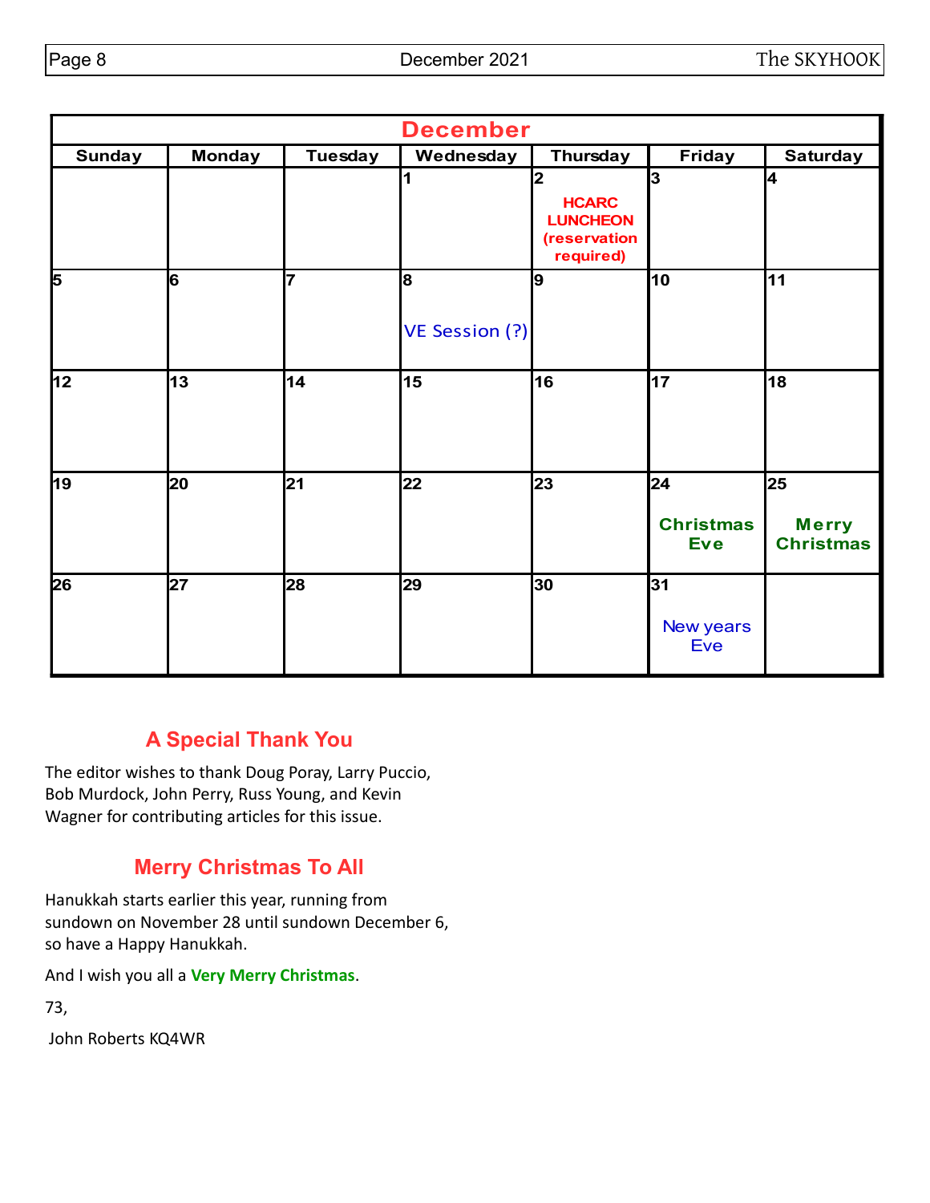## December

| Sunday | Monday | Tuesday | Wednesday | Thursday | Friday | Saturday |
|---|---|---|---|---|---|---|
| | | | 1 | 2 HCARC LUNCHEON (reservation required) | 3 | 4 |
| 5 | 6 | 7 | 8 VE Session (?) | 9 | 10 | 11 |
| 12 | 13 | 14 | 15 | 16 | 17 | 18 |
| 19 | 20 | 21 | 22 | 23 | 24 Christmas Eve | 25 Merry Christmas |
| 26 | 27 | 28 | 29 | 30 | 31 New years Eve | |

## A Special Thank You

The editor wishes to thank Doug Poray, Larry Puccio, Bob Murdock, John Perry, Russ Young, and Kevin Wagner for contributing articles for this issue.

## Merry Christmas To All

Hanukkah starts earlier this year, running from sundown on November 28 until sundown December 6, so have a Happy Hanukkah.

And I wish you all a **Very Merry Christmas**.

73,

John Roberts KQ4WR